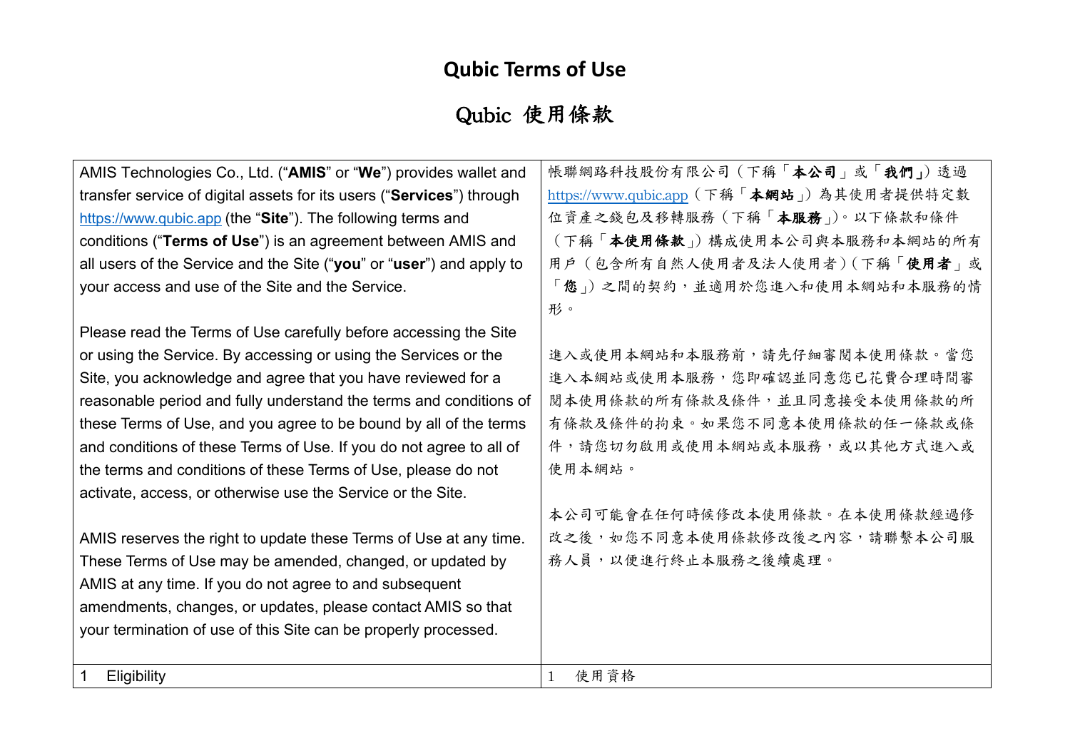# Qubic Terms of Use

# Qubic 使用條款

| AMIS Technologies Co., Ltd. ("**AMIS**" or "**We**") provides wallet and transfer service of digital assets for its users ("**Services**") through https://www.qubic.app (the "**Site**"). The following terms and conditions ("**Terms of Use**") is an agreement between AMIS and all users of the Service and the Site ("**you**" or "**user**") and apply to your access and use of the Site and the Service.<br><br>Please read the Terms of Use carefully before accessing the Site or using the Service. By accessing or using the Services or the Site, you acknowledge and agree that you have reviewed for a reasonable period and fully understand the terms and conditions of these Terms of Use, and you agree to be bound by all of the terms and conditions of these Terms of Use. If you do not agree to all of the terms and conditions of these Terms of Use, please do not activate, access, or otherwise use the Service or the Site.<br><br>AMIS reserves the right to update these Terms of Use at any time. These Terms of Use may be amended, changed, or updated by AMIS at any time. If you do not agree to and subsequent amendments, changes, or updates, please contact AMIS so that your termination of use of this Site can be properly processed. | 帳聯網路科技股份有限公司（下稱「**本公司**」或「**我們**」）透過 https://www.qubic.app（下稱「**本網站**」）為其使用者提供特定數位資產之錢包及移轉服務（下稱「**本服務**」）。以下條款和條件（下稱「**本使用條款**」）構成使用本公司與本服務和本網站的所有用戶（包含所有自然人使用者及法人使用者）（下稱「**使用者**」或「**您**」）之間的契約，並適用於您進入和使用本網站和本服務的情形。<br><br>進入或使用本網站和本服務前，請先仔細審閱本使用條款。當您進入本網站或使用本服務，您即確認並同意您已花費合理時間審閱本使用條款的所有條款及條件，並且同意接受本使用條款的所有條款及條件的拘束。如果您不同意本使用條款的任一條款或條件，請您切勿啟用或使用本網站或本服務，或以其他方式進入或使用本網站。<br><br>本公司可能會在任何時候修改本使用條款。在本使用條款經過修改之後，如您不同意本使用條款修改後之內容，請聯繫本公司服務人員，以便進行終止本服務之後續處理。 |
|---|---|
| 1 Eligibility | 1 使用資格 |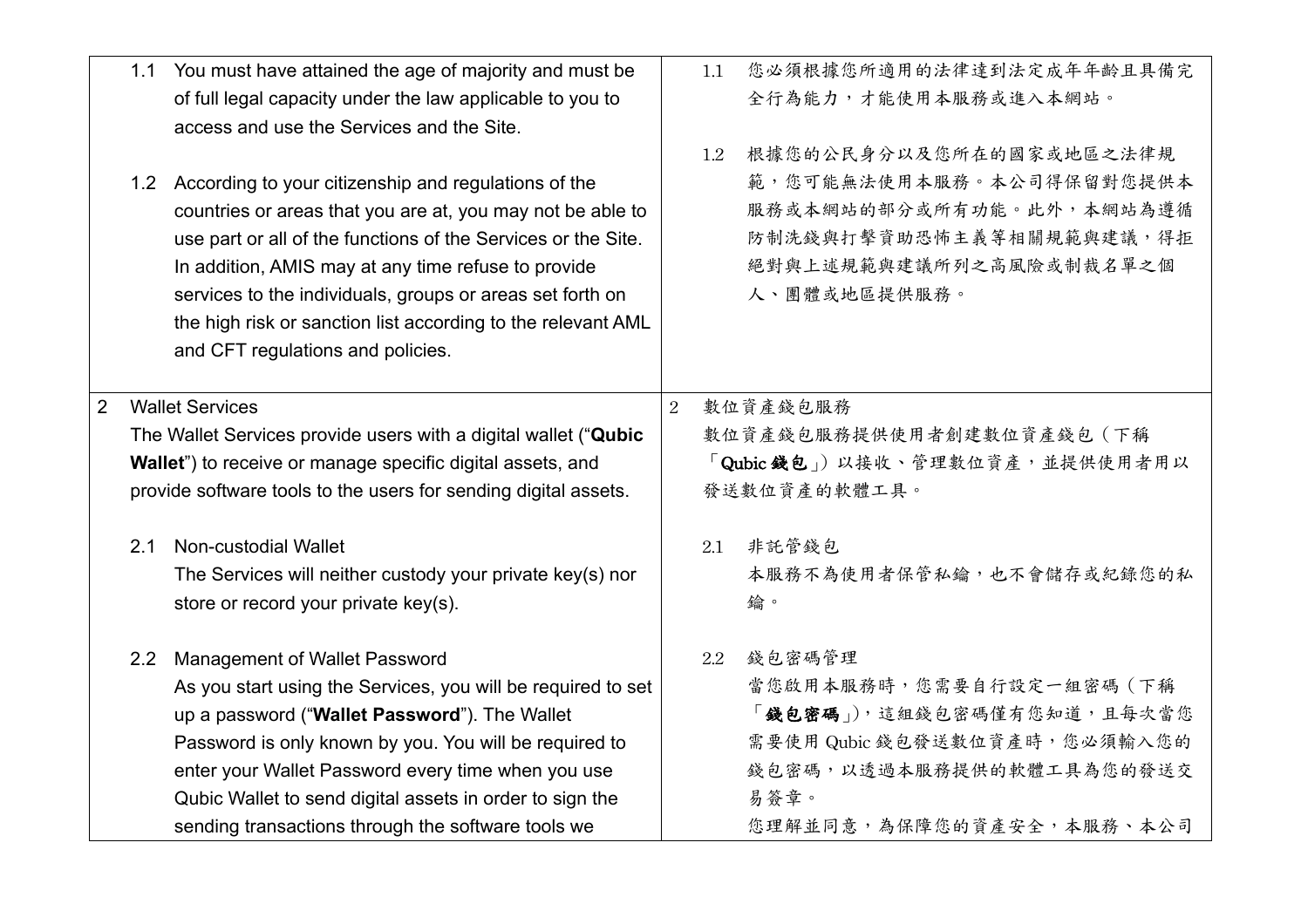| | |
|---|---|
| 1.1 You must have attained the age of majority and must be of full legal capacity under the law applicable to you to access and use the Services and the Site.<br><br>1.2 According to your citizenship and regulations of the countries or areas that you are at, you may not be able to use part or all of the functions of the Services or the Site. In addition, AMIS may at any time refuse to provide services to the individuals, groups or areas set forth on the high risk or sanction list according to the relevant AML and CFT regulations and policies. | 1.1 您必須根據您所適用的法律達到法定成年年齡且具備完全行為能力，才能使用本服務或進入本網站。<br><br>1.2 根據您的公民身分以及您所在的國家或地區之法律規範，您可能無法使用本服務。本公司得保留對您提供本服務或本網站的部分或所有功能。此外，本網站為遵循防制洗錢與打擊資助恐怖主義等相關規範與建議，得拒絕對與上述規範與建議所列之高風險或制裁名單之個人、團體或地區提供服務。 |
| 2 Wallet Services<br>The Wallet Services provide users with a digital wallet ("**Qubic Wallet**") to receive or manage specific digital assets, and provide software tools to the users for sending digital assets.<br><br>2.1 Non-custodial Wallet<br>The Services will neither custody your private key(s) nor store or record your private key(s).<br><br>2.2 Management of Wallet Password<br>As you start using the Services, you will be required to set up a password ("**Wallet Password**"). The Wallet Password is only known by you. You will be required to enter your Wallet Password every time when you use Qubic Wallet to send digital assets in order to sign the sending transactions through the software tools we | 2 數位資產錢包服務<br>數位資產錢包服務提供使用者創建數位資產錢包（下稱「**Qubic 錢包**」）以接收、管理數位資產，並提供使用者用以發送數位資產的軟體工具。<br><br>2.1 非託管錢包<br>本服務不為使用者保管私鑰，也不會儲存或紀錄您的私鑰。<br><br>2.2 錢包密碼管理<br>當您啟用本服務時，您需要自行設定一組密碼（下稱「**錢包密碼**」），這組錢包密碼僅有您知道，且每次當您需要使用 Qubic 錢包發送數位資產時，您必須輸入您的錢包密碼，以透過本服務提供的軟體工具為您的發送交易簽章。<br>您理解並同意，為保障您的資產安全，本服務、本公司 |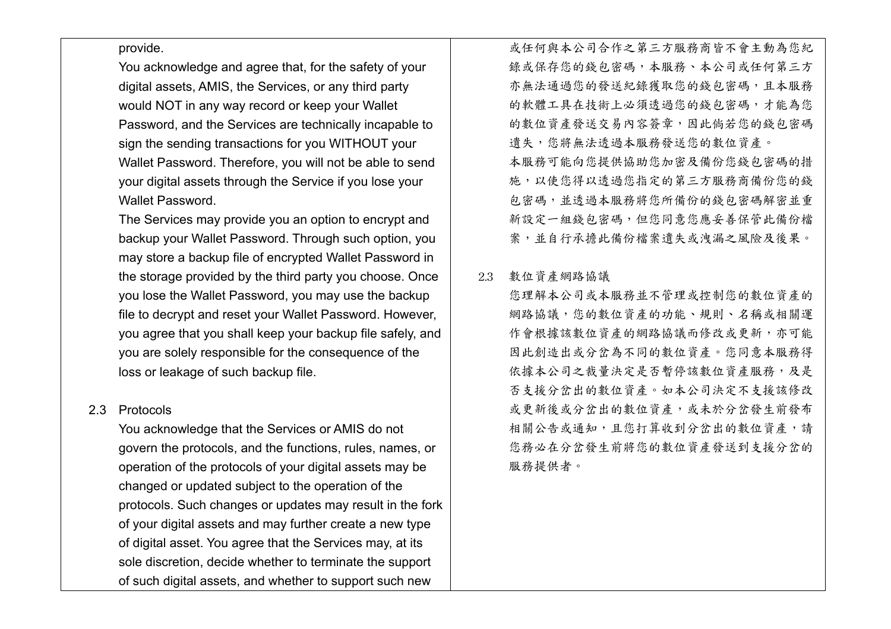provide.

You acknowledge and agree that, for the safety of your digital assets, AMIS, the Services, or any third party would NOT in any way record or keep your Wallet Password, and the Services are technically incapable to sign the sending transactions for you WITHOUT your Wallet Password. Therefore, you will not be able to send your digital assets through the Service if you lose your Wallet Password.

The Services may provide you an option to encrypt and backup your Wallet Password. Through such option, you may store a backup file of encrypted Wallet Password in the storage provided by the third party you choose. Once you lose the Wallet Password, you may use the backup file to decrypt and reset your Wallet Password. However, you agree that you shall keep your backup file safely, and you are solely responsible for the consequence of the loss or leakage of such backup file.

2.3 Protocols

You acknowledge that the Services or AMIS do not govern the protocols, and the functions, rules, names, or operation of the protocols of your digital assets may be changed or updated subject to the operation of the protocols. Such changes or updates may result in the fork of your digital assets and may further create a new type of digital asset. You agree that the Services may, at its sole discretion, decide whether to terminate the support of such digital assets, and whether to support such new

或任何與本公司合作之第三方服務商皆不會主動為您紀錄或保存您的錢包密碼，本服務、本公司或任何第三方亦無法通過您的發送紀錄獲取您的錢包密碼，且本服務的軟體工具在技術上必須透過您的錢包密碼，才能為您的數位資產發送交易內容簽章，因此倘若您的錢包密碼遺失，您將無法透過本服務發送您的數位資產。

本服務可能向您提供協助您加密及備份您錢包密碼的措施，以使您得以透過您指定的第三方服務商備份您的錢包密碼，並透過本服務將您所備份的錢包密碼解密並重新設定一組錢包密碼，但您同意您應妥善保管此備份檔案，並自行承擔此備份檔案遺失或洩漏之風險及後果。

2.3 數位資產網路協議

您理解本公司或本服務並不管理或控制您的數位資產的網路協議，您的數位資產的功能、規則、名稱或相關運作會根據該數位資產的網路協議而修改或更新，亦可能因此創造出或分岔為不同的數位資產。您同意本服務得依據本公司之裁量決定是否暫停該數位資產服務，及是否支援分岔出的數位資產。如本公司決定不支援該修改或更新後或分岔出的數位資產，或未於分岔發生前發布相關公告或通知，且您打算收到分岔出的數位資產，請您務必在分岔發生前將您的數位資產發送到支援分岔的服務提供者。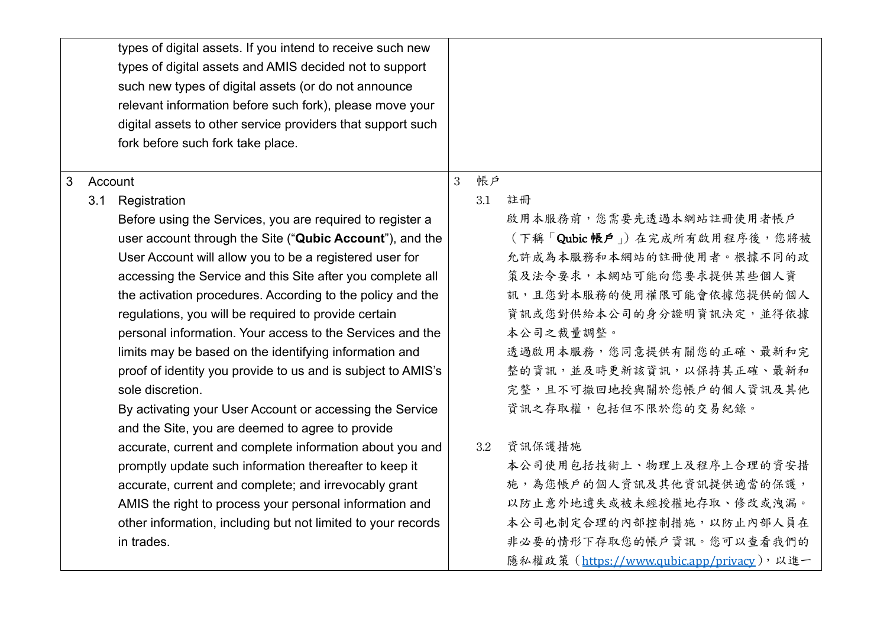| | |
|---|---|
| types of digital assets. If you intend to receive such new types of digital assets and AMIS decided not to support such new types of digital assets (or do not announce relevant information before such fork), please move your digital assets to other service providers that support such fork before such fork take place. | |
| 3 Account<br><br>3.1 Registration<br><br>Before using the Services, you are required to register a user account through the Site ("**Qubic Account**"), and the User Account will allow you to be a registered user for accessing the Service and this Site after you complete all the activation procedures. According to the policy and the regulations, you will be required to provide certain personal information. Your access to the Services and the limits may be based on the identifying information and proof of identity you provide to us and is subject to AMIS's sole discretion.<br><br>By activating your User Account or accessing the Service and the Site, you are deemed to agree to provide accurate, current and complete information about you and promptly update such information thereafter to keep it accurate, current and complete; and irrevocably grant AMIS the right to process your personal information and other information, including but not limited to your records in trades. | 3 帳戶<br><br>3.1 註冊<br><br>啟用本服務前，您需要先透過本網站註冊使用者帳戶（下稱「**Qubic 帳戶**」）在完成所有啟用程序後，您將被允許成為本服務和本網站的註冊使用者。根據不同的政策及法令要求，本網站可能向您要求提供某些個人資訊，且您對本服務的使用權限可能會依據您提供的個人資訊或您對供給本公司的身分證明資訊決定，並得依據本公司之裁量調整。<br><br>透過啟用本服務，您同意提供有關您的正確、最新和完整的資訊，並及時更新該資訊，以保持其正確、最新和完整，且不可撤回地授與關於您帳戶的個人資訊及其他資訊之存取權，包括但不限於您的交易紀錄。<br><br>3.2 資訊保護措施<br><br>本公司使用包括技術上、物理上及程序上合理的資安措施，為您帳戶的個人資訊及其他資訊提供適當的保護，以防止意外地遺失或被未經授權地存取、修改或洩漏。本公司也制定合理的內部控制措施，以防止內部人員在非必要的情形下存取您的帳戶資訊。您可以查看我們的隱私權政策（https://www.qubic.app/privacy），以進一 |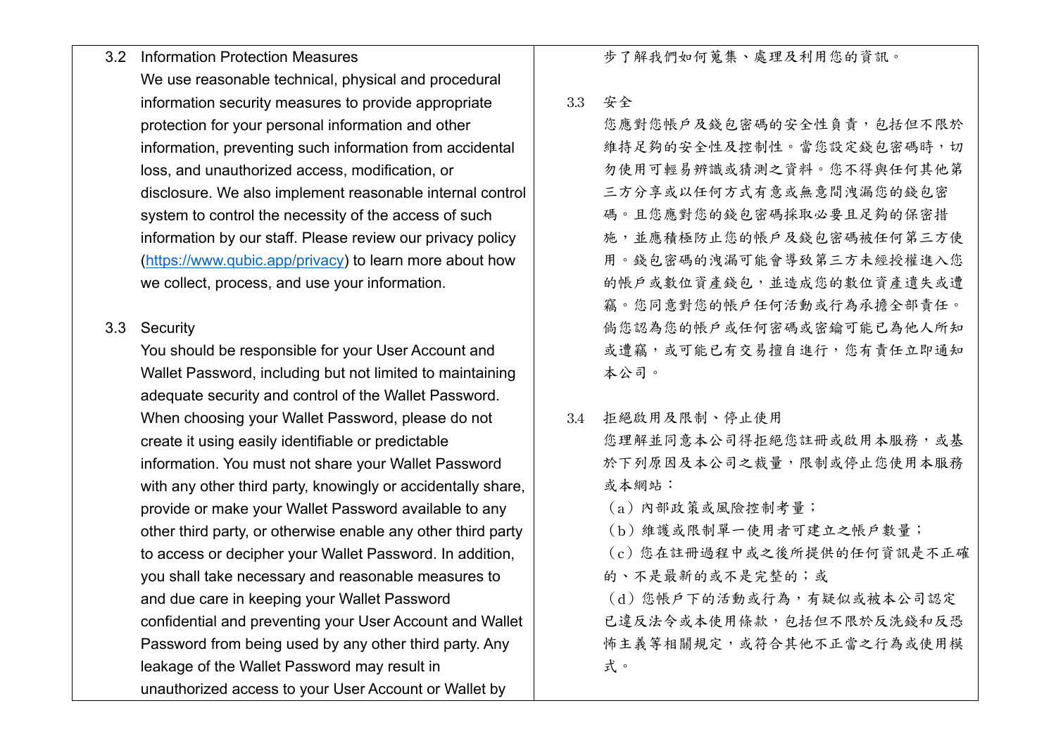### 3.2 Information Protection Measures

We use reasonable technical, physical and procedural information security measures to provide appropriate protection for your personal information and other information, preventing such information from accidental loss, and unauthorized access, modification, or disclosure. We also implement reasonable internal control system to control the necessity of the access of such information by our staff. Please review our privacy policy (https://www.qubic.app/privacy) to learn more about how we collect, process, and use your information.

### 3.3 Security

You should be responsible for your User Account and Wallet Password, including but not limited to maintaining adequate security and control of the Wallet Password. When choosing your Wallet Password, please do not create it using easily identifiable or predictable information. You must not share your Wallet Password with any other third party, knowingly or accidentally share, provide or make your Wallet Password available to any other third party, or otherwise enable any other third party to access or decipher your Wallet Password. In addition, you shall take necessary and reasonable measures to and due care in keeping your Wallet Password confidential and preventing your User Account and Wallet Password from being used by any other third party. Any leakage of the Wallet Password may result in unauthorized access to your User Account or Wallet by

步了解我們如何蒐集、處理及利用您的資訊。

### 3.3 安全

您應對您帳戶及錢包密碼的安全性負責，包括但不限於維持足夠的安全性及控制性。當您設定錢包密碼時，切勿使用可輕易辨識或猜測之資料。您不得與任何其他第三方分享或以任何方式有意或無意間洩漏您的錢包密碼。且您應對您的錢包密碼採取必要且足夠的保密措施，並應積極防止您的帳戶及錢包密碼被任何第三方使用。錢包密碼的洩漏可能會導致第三方未經授權進入您的帳戶或數位資產錢包，並造成您的數位資產遺失或遭竊。您同意對您的帳戶任何活動或行為承擔全部責任。倘您認為您的帳戶或任何密碼或密鑰可能已為他人所知或遭竊，或可能已有交易擅自進行，您有責任立即通知本公司。

### 3.4 拒絕啟用及限制、停止使用

您理解並同意本公司得拒絕您註冊或啟用本服務，或基於下列原因及本公司之裁量，限制或停止您使用本服務或本網站：

（a）內部政策或風險控制考量；

（b）維護或限制單一使用者可建立之帳戶數量；

（c）您在註冊過程中或之後所提供的任何資訊是不正確的、不是最新的或不是完整的；或

（d）您帳戶下的活動或行為，有疑似或被本公司認定已違反法令或本使用條款，包括但不限於反洗錢和反恐怖主義等相關規定，或符合其他不正當之行為或使用模式。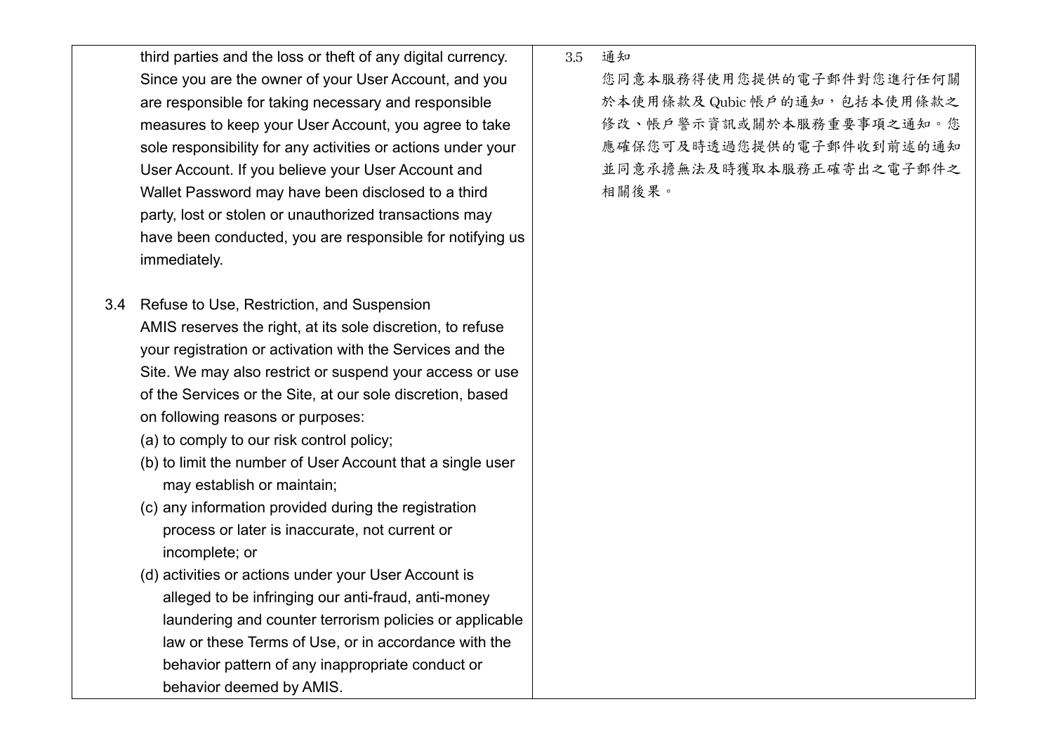third parties and the loss or theft of any digital currency. Since you are the owner of your User Account, and you are responsible for taking necessary and responsible measures to keep your User Account, you agree to take sole responsibility for any activities or actions under your User Account. If you believe your User Account and Wallet Password may have been disclosed to a third party, lost or stolen or unauthorized transactions may have been conducted, you are responsible for notifying us immediately.

3.4 Refuse to Use, Restriction, and Suspension

AMIS reserves the right, at its sole discretion, to refuse your registration or activation with the Services and the Site. We may also restrict or suspend your access or use of the Services or the Site, at our sole discretion, based on following reasons or purposes:

(a) to comply to our risk control policy;

(b) to limit the number of User Account that a single user may establish or maintain;

(c) any information provided during the registration process or later is inaccurate, not current or incomplete; or

(d) activities or actions under your User Account is alleged to be infringing our anti-fraud, anti-money laundering and counter terrorism policies or applicable law or these Terms of Use, or in accordance with the behavior pattern of any inappropriate conduct or behavior deemed by AMIS.

3.5 通知

您同意本服務得使用您提供的電子郵件對您進行任何關於本使用條款及 Qubic 帳戶的通知，包括本使用條款之修改、帳戶警示資訊或關於本服務重要事項之通知。您應確保您可及時透過您提供的電子郵件收到前述的通知並同意承擔無法及時獲取本服務正確寄出之電子郵件之相關後果。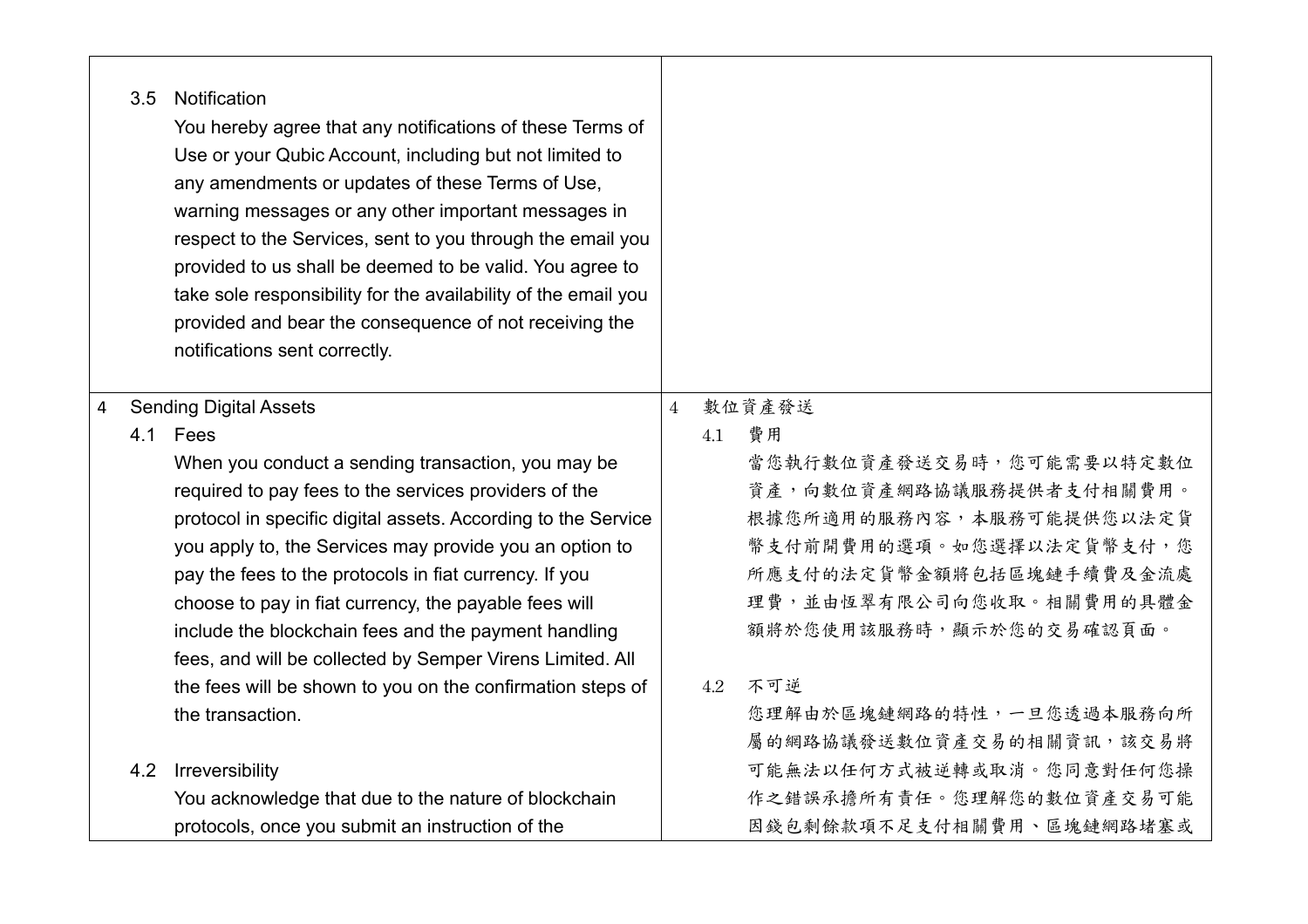| | |
|---|---|
| 3.5 Notification<br>You hereby agree that any notifications of these Terms of Use or your Qubic Account, including but not limited to any amendments or updates of these Terms of Use, warning messages or any other important messages in respect to the Services, sent to you through the email you provided to us shall be deemed to be valid. You agree to take sole responsibility for the availability of the email you provided and bear the consequence of not receiving the notifications sent correctly. | |
| 4 Sending Digital Assets<br>4.1 Fees<br>When you conduct a sending transaction, you may be required to pay fees to the services providers of the protocol in specific digital assets. According to the Service you apply to, the Services may provide you an option to pay the fees to the protocols in fiat currency. If you choose to pay in fiat currency, the payable fees will include the blockchain fees and the payment handling fees, and will be collected by Semper Virens Limited. All the fees will be shown to you on the confirmation steps of the transaction.<br><br>4.2 Irreversibility<br>You acknowledge that due to the nature of blockchain protocols, once you submit an instruction of the | 4 數位資產發送<br>4.1 費用<br>當您執行數位資產發送交易時，您可能需要以特定數位資產，向數位資產網路協議服務提供者支付相關費用。根據您所適用的服務內容，本服務可能提供您以法定貨幣支付前開費用的選項。如您選擇以法定貨幣支付，您所應支付的法定貨幣金額將包括區塊鏈手續費及金流處理費，並由恆翠有限公司向您收取。相關費用的具體金額將於您使用該服務時，顯示於您的交易確認頁面。<br><br>4.2 不可逆<br>您理解由於區塊鏈網路的特性，一旦您透過本服務向所屬的網路協議發送數位資產交易的相關資訊，該交易將可能無法以任何方式被逆轉或取消。您同意對任何您操作之錯誤承擔所有責任。您理解您的數位資產交易可能因錢包剩餘款項不足支付相關費用、區塊鏈網路堵塞或 |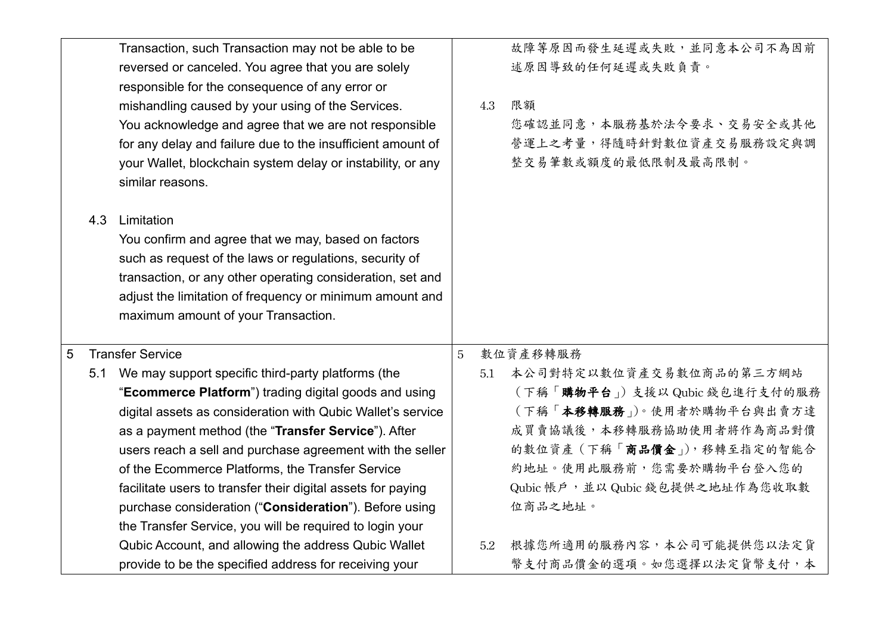| English | 中文 |
|---|---|
| Transaction, such Transaction may not be able to be reversed or canceled. You agree that you are solely responsible for the consequence of any error or mishandling caused by your using of the Services. You acknowledge and agree that we are not responsible for any delay and failure due to the insufficient amount of your Wallet, blockchain system delay or instability, or any similar reasons.<br><br>4.3 Limitation<br>You confirm and agree that we may, based on factors such as request of the laws or regulations, security of transaction, or any other operating consideration, set and adjust the limitation of frequency or minimum amount and maximum amount of your Transaction. | 故障等原因而發生延遲或失敗，並同意本公司不為因前述原因導致的任何延遲或失敗負責。<br><br>4.3 限額<br>您確認並同意，本服務基於法令要求、交易安全或其他營運上之考量，得隨時針對數位資產交易服務設定與調整交易筆數或額度的最低限制及最高限制。 |
| 5 Transfer Service<br>5.1 We may support specific third-party platforms (the "**Ecommerce Platform**") trading digital goods and using digital assets as consideration with Qubic Wallet's service as a payment method (the "**Transfer Service**"). After users reach a sell and purchase agreement with the seller of the Ecommerce Platforms, the Transfer Service facilitate users to transfer their digital assets for paying purchase consideration ("**Consideration**"). Before using the Transfer Service, you will be required to login your Qubic Account, and allowing the address Qubic Wallet provide to be the specified address for receiving your | 5 數位資產移轉服務<br>5.1 本公司對特定以數位資產交易數位商品的第三方網站（下稱「**購物平台**」）支援以 Qubic 錢包進行支付的服務（下稱「**本移轉服務**」）。使用者於購物平台與出賣方達成買賣協議後，本移轉服務協助使用者將作為商品對價的數位資產（下稱「**商品價金**」），移轉至指定的智能合約地址。使用此服務前，您需要於購物平台登入您的 Qubic 帳戶，並以 Qubic 錢包提供之地址作為您收取數位商品之地址。<br><br>5.2 根據您所適用的服務內容，本公司可能提供您以法定貨幣支付商品價金的選項。如您選擇以法定貨幣支付，本 |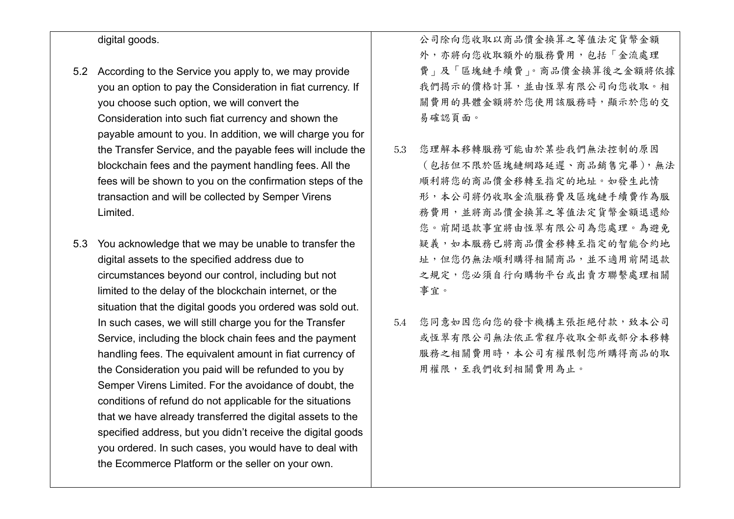digital goods.

5.2 According to the Service you apply to, we may provide you an option to pay the Consideration in fiat currency. If you choose such option, we will convert the Consideration into such fiat currency and shown the payable amount to you. In addition, we will charge you for the Transfer Service, and the payable fees will include the blockchain fees and the payment handling fees. All the fees will be shown to you on the confirmation steps of the transaction and will be collected by Semper Virens Limited.

5.3 You acknowledge that we may be unable to transfer the digital assets to the specified address due to circumstances beyond our control, including but not limited to the delay of the blockchain internet, or the situation that the digital goods you ordered was sold out. In such cases, we will still charge you for the Transfer Service, including the block chain fees and the payment handling fees. The equivalent amount in fiat currency of the Consideration you paid will be refunded to you by Semper Virens Limited. For the avoidance of doubt, the conditions of refund do not applicable for the situations that we have already transferred the digital assets to the specified address, but you didn't receive the digital goods you ordered. In such cases, you would have to deal with the Ecommerce Platform or the seller on your own.

公司除向您收取以商品價金換算之等值法定貨幣金額外，亦將向您收取額外的服務費用，包括「金流處理費」及「區塊鏈手續費」。商品價金換算後之金額將依據我們揭示的價格計算，並由恆翠有限公司向您收取。相關費用的具體金額將於您使用該服務時，顯示於您的交易確認頁面。

5.3 您理解本移轉服務可能由於某些我們無法控制的原因（包括但不限於區塊鏈網路延遲、商品銷售完畢），無法順利將您的商品價金移轉至指定的地址。如發生此情形，本公司將仍收取金流服務費及區塊鏈手續費作為服務費用，並將商品價金換算之等值法定貨幣金額退還給您。前開退款事宜將由恆翠有限公司為您處理。為避免疑義，如本服務已將商品價金移轉至指定的智能合約地址，但您仍無法順利購得相關商品，並不適用前開退款之規定，您必須自行向購物平台或出賣方聯繫處理相關事宜。

5.4 您同意如因您向您的發卡機構主張拒絕付款，致本公司或恆翠有限公司無法依正常程序收取全部或部分本移轉服務之相關費用時，本公司有權限制您所購得商品的取用權限，至我們收到相關費用為止。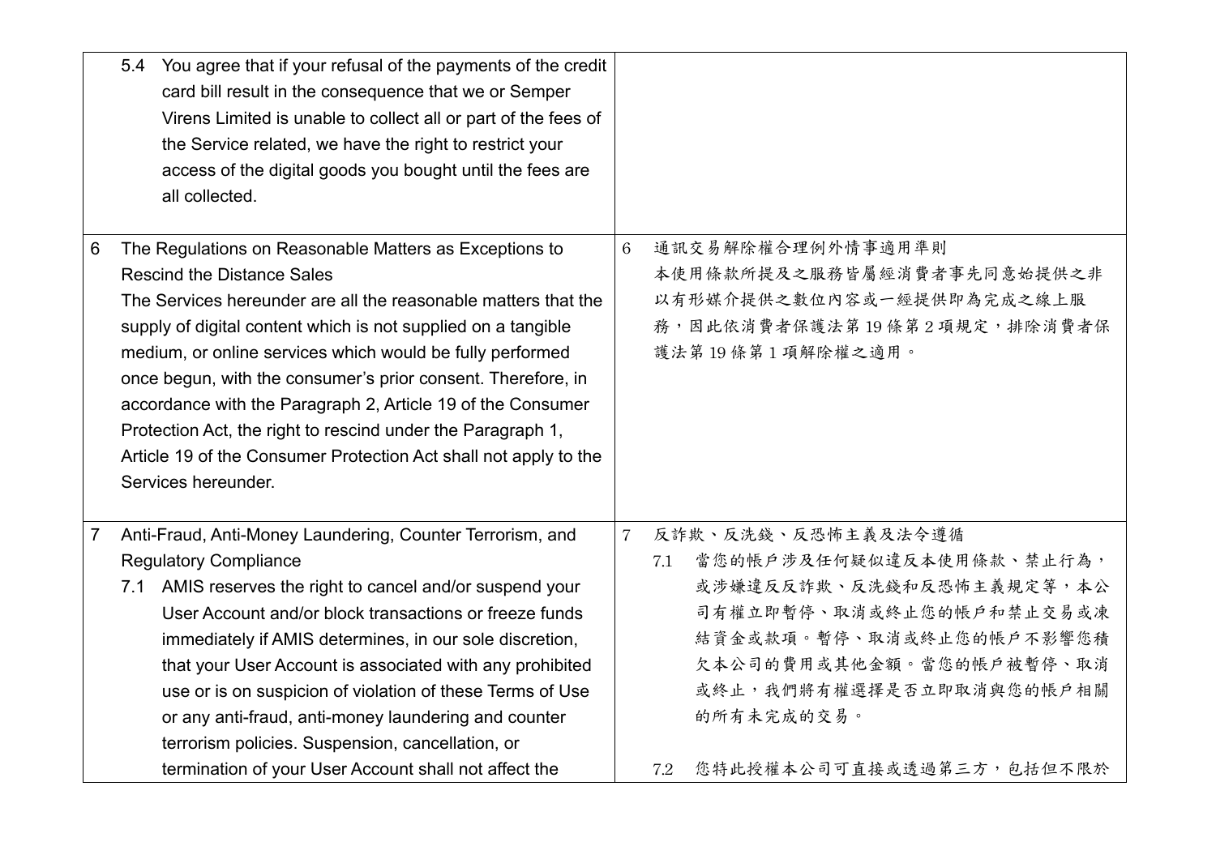| | |
|---|---|
| 5.4 You agree that if your refusal of the payments of the credit card bill result in the consequence that we or Semper Virens Limited is unable to collect all or part of the fees of the Service related, we have the right to restrict your access of the digital goods you bought until the fees are all collected. | |
| 6 The Regulations on Reasonable Matters as Exceptions to Rescind the Distance Sales<br>The Services hereunder are all the reasonable matters that the supply of digital content which is not supplied on a tangible medium, or online services which would be fully performed once begun, with the consumer's prior consent. Therefore, in accordance with the Paragraph 2, Article 19 of the Consumer Protection Act, the right to rescind under the Paragraph 1, Article 19 of the Consumer Protection Act shall not apply to the Services hereunder. | 6 通訊交易解除權合理例外情事適用準則<br>本使用條款所提及之服務皆屬經消費者事先同意始提供之非以有形媒介提供之數位內容或一經提供即為完成之線上服務，因此依消費者保護法第 19 條第 2 項規定，排除消費者保護法第 19 條第 1 項解除權之適用。 |
| 7 Anti-Fraud, Anti-Money Laundering, Counter Terrorism, and Regulatory Compliance<br>7.1 AMIS reserves the right to cancel and/or suspend your User Account and/or block transactions or freeze funds immediately if AMIS determines, in our sole discretion, that your User Account is associated with any prohibited use or is on suspicion of violation of these Terms of Use or any anti-fraud, anti-money laundering and counter terrorism policies. Suspension, cancellation, or termination of your User Account shall not affect the | 7 反詐欺、反洗錢、反恐怖主義及法令遵循<br>7.1 當您的帳戶涉及任何疑似違反本使用條款、禁止行為，或涉嫌違反反詐欺、反洗錢和反恐怖主義規定等，本公司有權立即暫停、取消或終止您的帳戶和禁止交易或凍結資金或款項。暫停、取消或終止您的帳戶不影響您積欠本公司的費用或其他金額。當您的帳戶被暫停、取消或終止，我們將有權選擇是否立即取消與您的帳戶相關的所有未完成的交易。<br>7.2 您特此授權本公司可直接或透過第三方，包括但不限於 |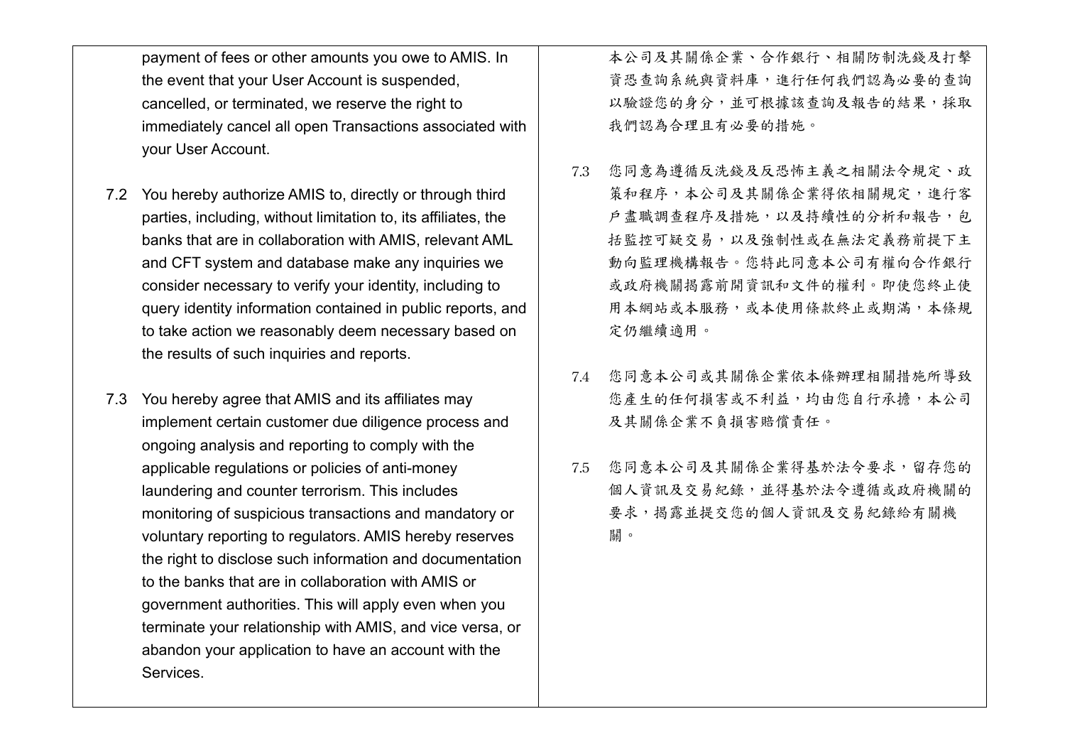payment of fees or other amounts you owe to AMIS. In the event that your User Account is suspended, cancelled, or terminated, we reserve the right to immediately cancel all open Transactions associated with your User Account.

7.2 You hereby authorize AMIS to, directly or through third parties, including, without limitation to, its affiliates, the banks that are in collaboration with AMIS, relevant AML and CFT system and database make any inquiries we consider necessary to verify your identity, including to query identity information contained in public reports, and to take action we reasonably deem necessary based on the results of such inquiries and reports.

7.3 You hereby agree that AMIS and its affiliates may implement certain customer due diligence process and ongoing analysis and reporting to comply with the applicable regulations or policies of anti-money laundering and counter terrorism. This includes monitoring of suspicious transactions and mandatory or voluntary reporting to regulators. AMIS hereby reserves the right to disclose such information and documentation to the banks that are in collaboration with AMIS or government authorities. This will apply even when you terminate your relationship with AMIS, and vice versa, or abandon your application to have an account with the Services.

本公司及其關係企業、合作銀行、相關防制洗錢及打擊資恐查詢系統與資料庫，進行任何我們認為必要的查詢以驗證您的身分，並可根據該查詢及報告的結果，採取我們認為合理且有必要的措施。

7.3 您同意為遵循反洗錢及反恐怖主義之相關法令規定、政策和程序，本公司及其關係企業得依相關規定，進行客戶盡職調查程序及措施，以及持續性的分析和報告，包括監控可疑交易，以及強制性或在無法定義務前提下主動向監理機構報告。您特此同意本公司有權向合作銀行或政府機關揭露前開資訊和文件的權利。即使您終止使用本網站或本服務，或本使用條款終止或期滿，本條規定仍繼續適用。

7.4 您同意本公司或其關係企業依本條辦理相關措施所導致您產生的任何損害或不利益，均由您自行承擔，本公司及其關係企業不負損害賠償責任。

7.5 您同意本公司及其關係企業得基於法令要求，留存您的個人資訊及交易紀錄，並得基於法令遵循或政府機關的要求，揭露並提交您的個人資訊及交易紀錄給有關機關。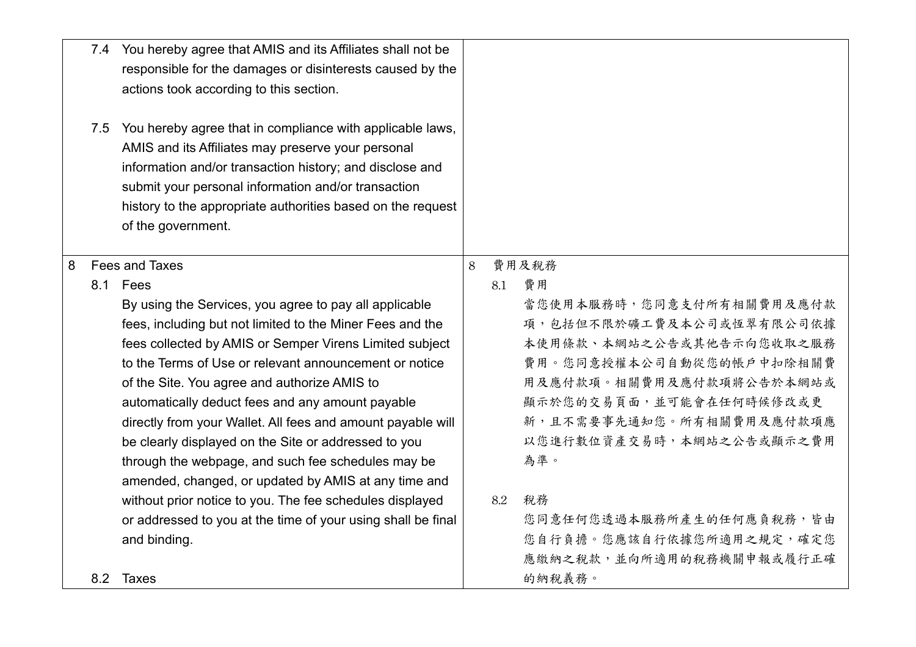| | |
|---|---|
| 7.4 You hereby agree that AMIS and its Affiliates shall not be responsible for the damages or disinterests caused by the actions took according to this section.<br><br>7.5 You hereby agree that in compliance with applicable laws, AMIS and its Affiliates may preserve your personal information and/or transaction history; and disclose and submit your personal information and/or transaction history to the appropriate authorities based on the request of the government. | |
| 8 Fees and Taxes<br>8.1 Fees<br>By using the Services, you agree to pay all applicable fees, including but not limited to the Miner Fees and the fees collected by AMIS or Semper Virens Limited subject to the Terms of Use or relevant announcement or notice of the Site. You agree and authorize AMIS to automatically deduct fees and any amount payable directly from your Wallet. All fees and amount payable will be clearly displayed on the Site or addressed to you through the webpage, and such fee schedules may be amended, changed, or updated by AMIS at any time and without prior notice to you. The fee schedules displayed or addressed to you at the time of your using shall be final and binding.<br><br>8.2 Taxes | 8 費用及稅務<br>8.1 費用<br>當您使用本服務時，您同意支付所有相關費用及應付款項，包括但不限於礦工費及本公司或恆翠有限公司依據本使用條款、本網站之公告或其他告示向您收取之服務費用。您同意授權本公司自動從您的帳戶中扣除相關費用及應付款項。相關費用及應付款項將公告於本網站或顯示於您的交易頁面，並可能會在任何時候修改或更新，且不需要事先通知您。所有相關費用及應付款項應以您進行數位資產交易時，本網站之公告或顯示之費用為準。<br><br>8.2 稅務<br>您同意任何您透過本服務所產生的任何應負稅務，皆由您自行負擔。您應該自行依據您所適用之規定，確定您應繳納之稅款，並向所適用的稅務機關申報或履行正確的納稅義務。 |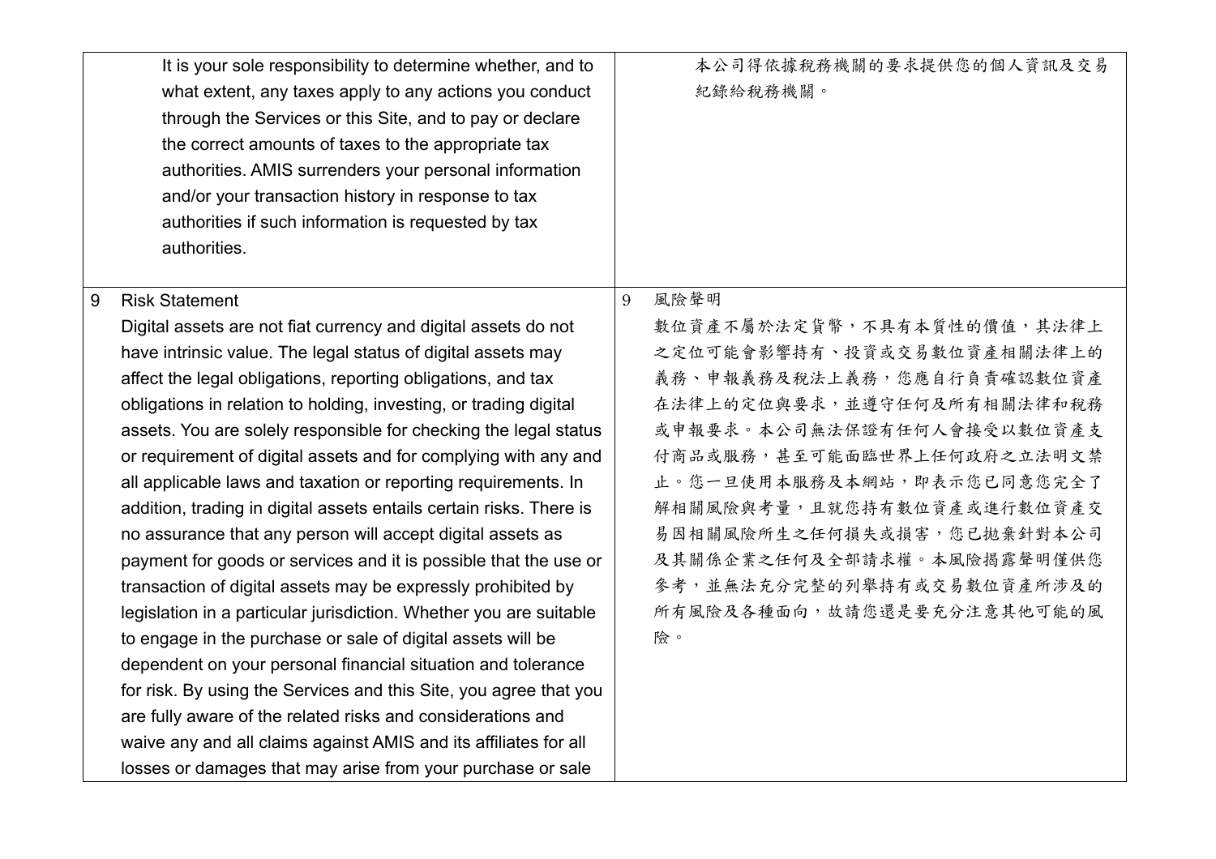| | |
|---|---|
| It is your sole responsibility to determine whether, and to what extent, any taxes apply to any actions you conduct through the Services or this Site, and to pay or declare the correct amounts of taxes to the appropriate tax authorities. AMIS surrenders your personal information and/or your transaction history in response to tax authorities if such information is requested by tax authorities. | 本公司得依據稅務機關的要求提供您的個人資訊及交易紀錄給稅務機關。 |
| 9 Risk Statement<br>Digital assets are not fiat currency and digital assets do not have intrinsic value. The legal status of digital assets may affect the legal obligations, reporting obligations, and tax obligations in relation to holding, investing, or trading digital assets. You are solely responsible for checking the legal status or requirement of digital assets and for complying with any and all applicable laws and taxation or reporting requirements. In addition, trading in digital assets entails certain risks. There is no assurance that any person will accept digital assets as payment for goods or services and it is possible that the use or transaction of digital assets may be expressly prohibited by legislation in a particular jurisdiction. Whether you are suitable to engage in the purchase or sale of digital assets will be dependent on your personal financial situation and tolerance for risk. By using the Services and this Site, you agree that you are fully aware of the related risks and considerations and waive any and all claims against AMIS and its affiliates for all losses or damages that may arise from your purchase or sale | 9 風險聲明<br>數位資產不屬於法定貨幣，不具有本質性的價值，其法律上之定位可能會影響持有、投資或交易數位資產相關法律上的義務、申報義務及稅法上義務，您應自行負責確認數位資產在法律上的定位與要求，並遵守任何及所有相關法律和稅務或申報要求。本公司無法保證有任何人會接受以數位資產支付商品或服務，甚至可能面臨世界上任何政府之立法明文禁止。您一旦使用本服務及本網站，即表示您已同意您完全了解相關風險與考量，且就您持有數位資產或進行數位資產交易因相關風險所生之任何損失或損害，您已拋棄針對本公司及其關係企業之任何及全部請求權。本風險揭露聲明僅供您參考，並無法充分完整的列舉持有或交易數位資產所涉及的所有風險及各種面向，故請您還是要充分注意其他可能的風險。 |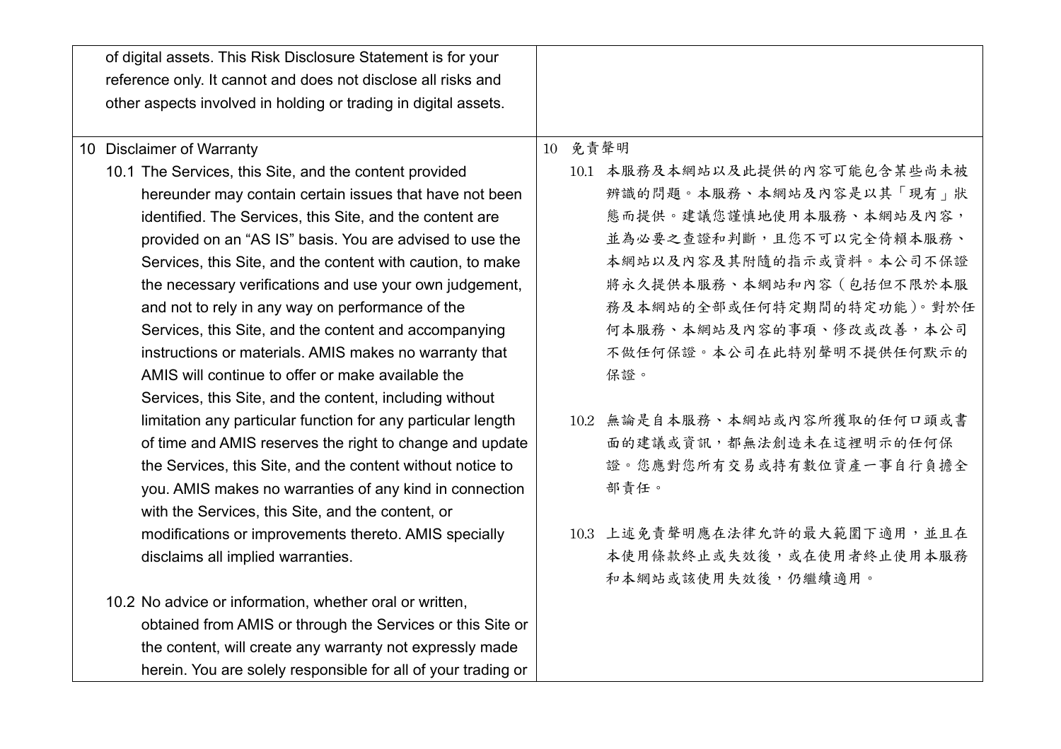| | |
|---|---|
| of digital assets. This Risk Disclosure Statement is for your reference only. It cannot and does not disclose all risks and other aspects involved in holding or trading in digital assets. | |
| 10 Disclaimer of Warranty<br><br>10.1 The Services, this Site, and the content provided hereunder may contain certain issues that have not been identified. The Services, this Site, and the content are provided on an “AS IS” basis. You are advised to use the Services, this Site, and the content with caution, to make the necessary verifications and use your own judgement, and not to rely in any way on performance of the Services, this Site, and the content and accompanying instructions or materials. AMIS makes no warranty that AMIS will continue to offer or make available the Services, this Site, and the content, including without limitation any particular function for any particular length of time and AMIS reserves the right to change and update the Services, this Site, and the content without notice to you. AMIS makes no warranties of any kind in connection with the Services, this Site, and the content, or modifications or improvements thereto. AMIS specially disclaims all implied warranties.<br><br>10.2 No advice or information, whether oral or written, obtained from AMIS or through the Services or this Site or the content, will create any warranty not expressly made herein. You are solely responsible for all of your trading or | 10 免責聲明<br><br>10.1 本服務及本網站以及此提供的內容可能包含某些尚未被辨識的問題。本服務、本網站及內容是以其「現有」狀態而提供。建議您謹慎地使用本服務、本網站及內容，並為必要之查證和判斷，且您不可以完全倚賴本服務、本網站以及內容及其附隨的指示或資料。本公司不保證將永久提供本服務、本網站和內容（包括但不限於本服務及本網站的全部或任何特定期間的特定功能）。對於任何本服務、本網站及內容的事項、修改或改善，本公司不做任何保證。本公司在此特別聲明不提供任何默示的保證。<br><br>10.2 無論是自本服務、本網站或內容所獲取的任何口頭或書面的建議或資訊，都無法創造未在這裡明示的任何保證。您應對您所有交易或持有數位資產一事自行負擔全部責任。<br><br>10.3 上述免責聲明應在法律允許的最大範圍下適用，並且在本使用條款終止或失效後，或在使用者終止使用本服務和本網站或該使用失效後，仍繼續適用。 |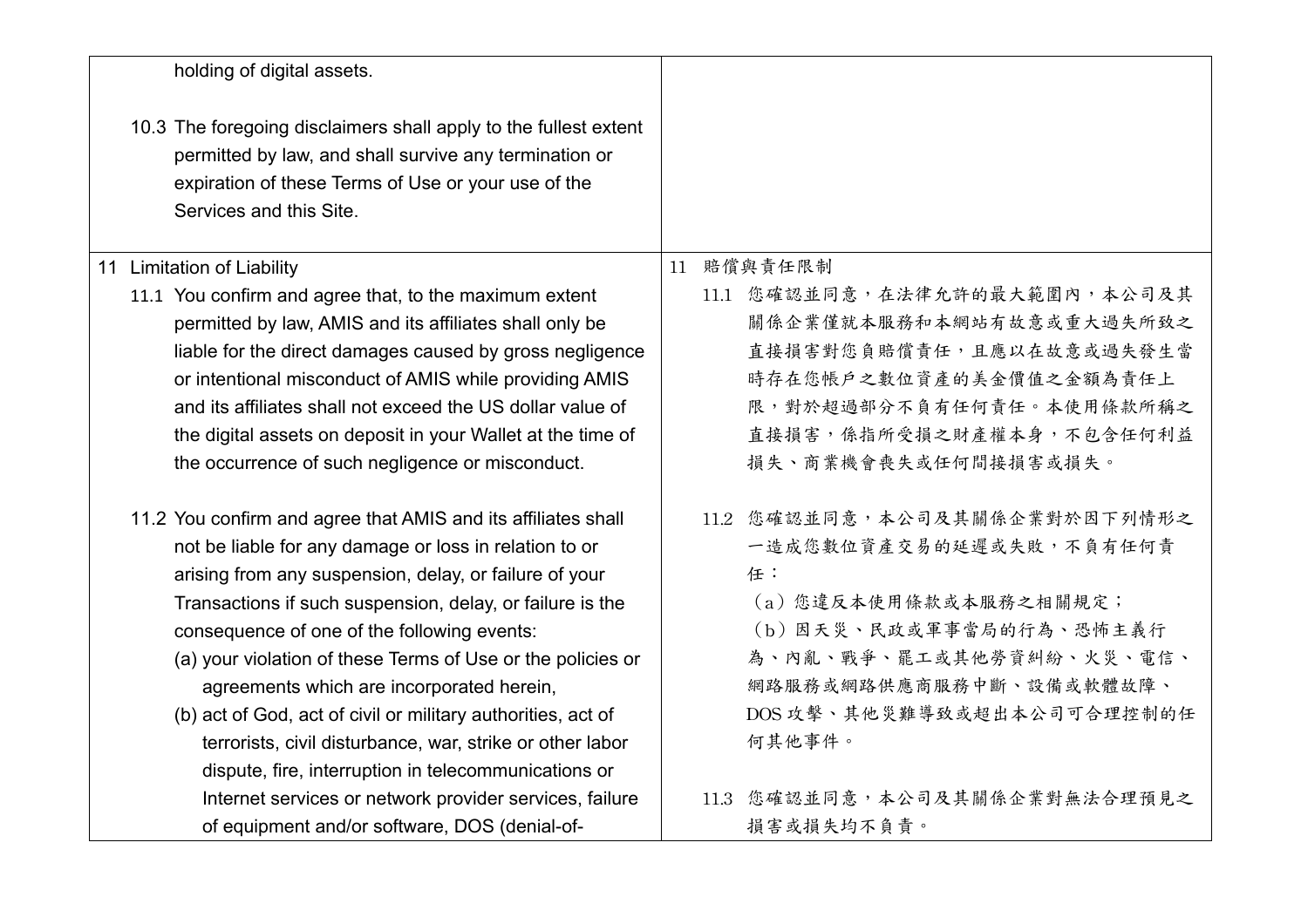| | |
|---|---|
| holding of digital assets.<br><br>10.3 The foregoing disclaimers shall apply to the fullest extent permitted by law, and shall survive any termination or expiration of these Terms of Use or your use of the Services and this Site. | |
| 11 Limitation of Liability<br>11.1 You confirm and agree that, to the maximum extent permitted by law, AMIS and its affiliates shall only be liable for the direct damages caused by gross negligence or intentional misconduct of AMIS while providing AMIS and its affiliates shall not exceed the US dollar value of the digital assets on deposit in your Wallet at the time of the occurrence of such negligence or misconduct.<br><br>11.2 You confirm and agree that AMIS and its affiliates shall not be liable for any damage or loss in relation to or arising from any suspension, delay, or failure of your Transactions if such suspension, delay, or failure is the consequence of one of the following events:<br>(a) your violation of these Terms of Use or the policies or agreements which are incorporated herein,<br>(b) act of God, act of civil or military authorities, act of terrorists, civil disturbance, war, strike or other labor dispute, fire, interruption in telecommunications or Internet services or network provider services, failure of equipment and/or software, DOS (denial-of- | 11 賠償與責任限制<br>11.1 您確認並同意，在法律允許的最大範圍內，本公司及其關係企業僅就本服務和本網站有故意或重大過失所致之直接損害對您負賠償責任，且應以在故意或過失發生當時存在您帳戶之數位資產的美金價值之金額為責任上限，對於超過部分不負有任何責任。本使用條款所稱之直接損害，係指所受損之財產權本身，不包含任何利益損失、商業機會喪失或任何間接損害或損失。<br><br>11.2 您確認並同意，本公司及其關係企業對於因下列情形之一造成您數位資產交易的延遲或失敗，不負有任何責任：<br>（a）您違反本使用條款或本服務之相關規定；<br>（b）因天災、民政或軍事當局的行為、恐怖主義行為、內亂、戰爭、罷工或其他勞資糾紛、火災、電信、網路服務或網路供應商服務中斷、設備或軟體故障、DOS 攻擊、其他災難導致或超出本公司可合理控制的任何其他事件。<br><br>11.3 您確認並同意，本公司及其關係企業對無法合理預見之損害或損失均不負責。 |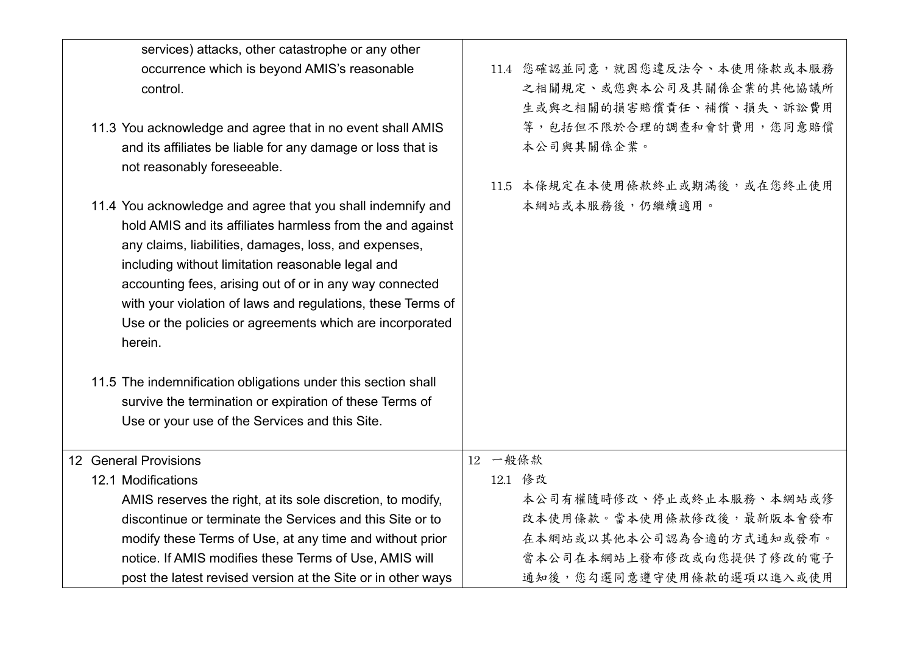| | |
|---|---|
| services) attacks, other catastrophe or any other occurrence which is beyond AMIS's reasonable control.<br><br>11.3 You acknowledge and agree that in no event shall AMIS and its affiliates be liable for any damage or loss that is not reasonably foreseeable.<br><br>11.4 You acknowledge and agree that you shall indemnify and hold AMIS and its affiliates harmless from the and against any claims, liabilities, damages, loss, and expenses, including without limitation reasonable legal and accounting fees, arising out of or in any way connected with your violation of laws and regulations, these Terms of Use or the policies or agreements which are incorporated herein.<br><br>11.5 The indemnification obligations under this section shall survive the termination or expiration of these Terms of Use or your use of the Services and this Site. | 11.4 您確認並同意，就因您違反法令、本使用條款或本服務之相關規定、或您與本公司及其關係企業的其他協議所生或與之相關的損害賠償責任、補償、損失、訴訟費用等，包括但不限於合理的調查和會計費用，您同意賠償本公司與其關係企業。<br><br>11.5 本條規定在本使用條款終止或期滿後，或在您終止使用本網站或本服務後，仍繼續適用。 |
| 12 General Provisions<br>12.1 Modifications<br>AMIS reserves the right, at its sole discretion, to modify, discontinue or terminate the Services and this Site or to modify these Terms of Use, at any time and without prior notice. If AMIS modifies these Terms of Use, AMIS will post the latest revised version at the Site or in other ways | 12 一般條款<br>12.1 修改<br>本公司有權隨時修改、停止或終止本服務、本網站或修改本使用條款。當本使用條款修改後，最新版本會發布在本網站或以其他本公司認為合適的方式通知或發布。當本公司在本網站上發布修改或向您提供了修改的電子通知後，您勾選同意遵守使用條款的選項以進入或使用 |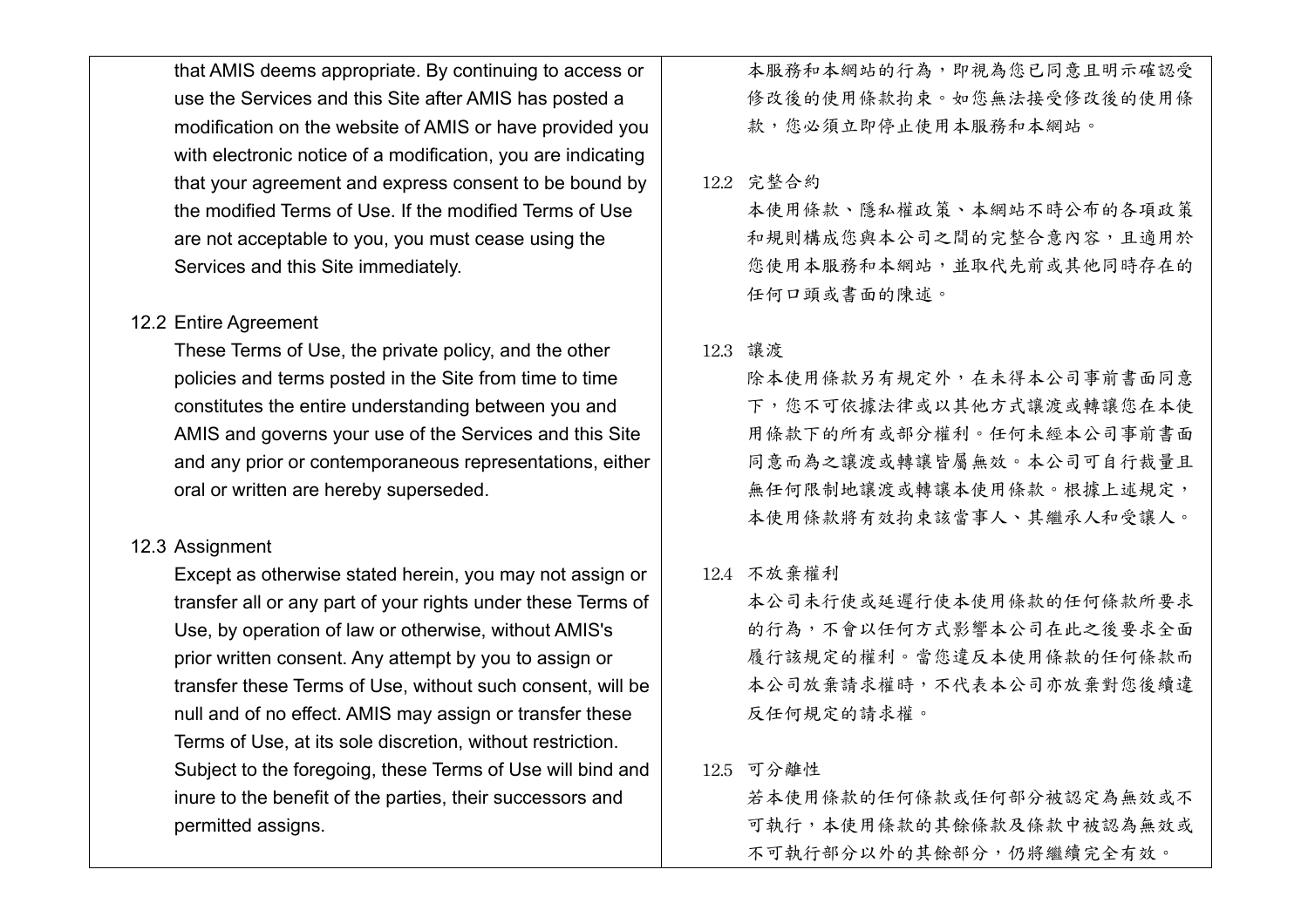that AMIS deems appropriate. By continuing to access or use the Services and this Site after AMIS has posted a modification on the website of AMIS or have provided you with electronic notice of a modification, you are indicating that your agreement and express consent to be bound by the modified Terms of Use. If the modified Terms of Use are not acceptable to you, you must cease using the Services and this Site immediately.

本服務和本網站的行為，即視為您已同意且明示確認受修改後的使用條款拘束。如您無法接受修改後的使用條款，您必須立即停止使用本服務和本網站。

12.2 Entire Agreement

These Terms of Use, the private policy, and the other policies and terms posted in the Site from time to time constitutes the entire understanding between you and AMIS and governs your use of the Services and this Site and any prior or contemporaneous representations, either oral or written are hereby superseded.

12.2 完整合約

本使用條款、隱私權政策、本網站不時公布的各項政策和規則構成您與本公司之間的完整合意內容，且適用於您使用本服務和本網站，並取代先前或其他同時存在的任何口頭或書面的陳述。

12.3 Assignment

Except as otherwise stated herein, you may not assign or transfer all or any part of your rights under these Terms of Use, by operation of law or otherwise, without AMIS's prior written consent. Any attempt by you to assign or transfer these Terms of Use, without such consent, will be null and of no effect. AMIS may assign or transfer these Terms of Use, at its sole discretion, without restriction. Subject to the foregoing, these Terms of Use will bind and inure to the benefit of the parties, their successors and permitted assigns.

12.3 讓渡

除本使用條款另有規定外，在未得本公司事前書面同意下，您不可依據法律或以其他方式讓渡或轉讓您在本使用條款下的所有或部分權利。任何未經本公司事前書面同意而為之讓渡或轉讓皆屬無效。本公司可自行裁量且無任何限制地讓渡或轉讓本使用條款。根據上述規定，本使用條款將有效拘束該當事人、其繼承人和受讓人。

12.4 不放棄權利

本公司未行使或延遲行使本使用條款的任何條款所要求的行為，不會以任何方式影響本公司在此之後要求全面履行該規定的權利。當您違反本使用條款的任何條款而本公司放棄請求權時，不代表本公司亦放棄對您後續違反任何規定的請求權。

12.5 可分離性

若本使用條款的任何條款或任何部分被認定為無效或不可執行，本使用條款的其餘條款及條款中被認為無效或不可執行部分以外的其餘部分，仍將繼續完全有效。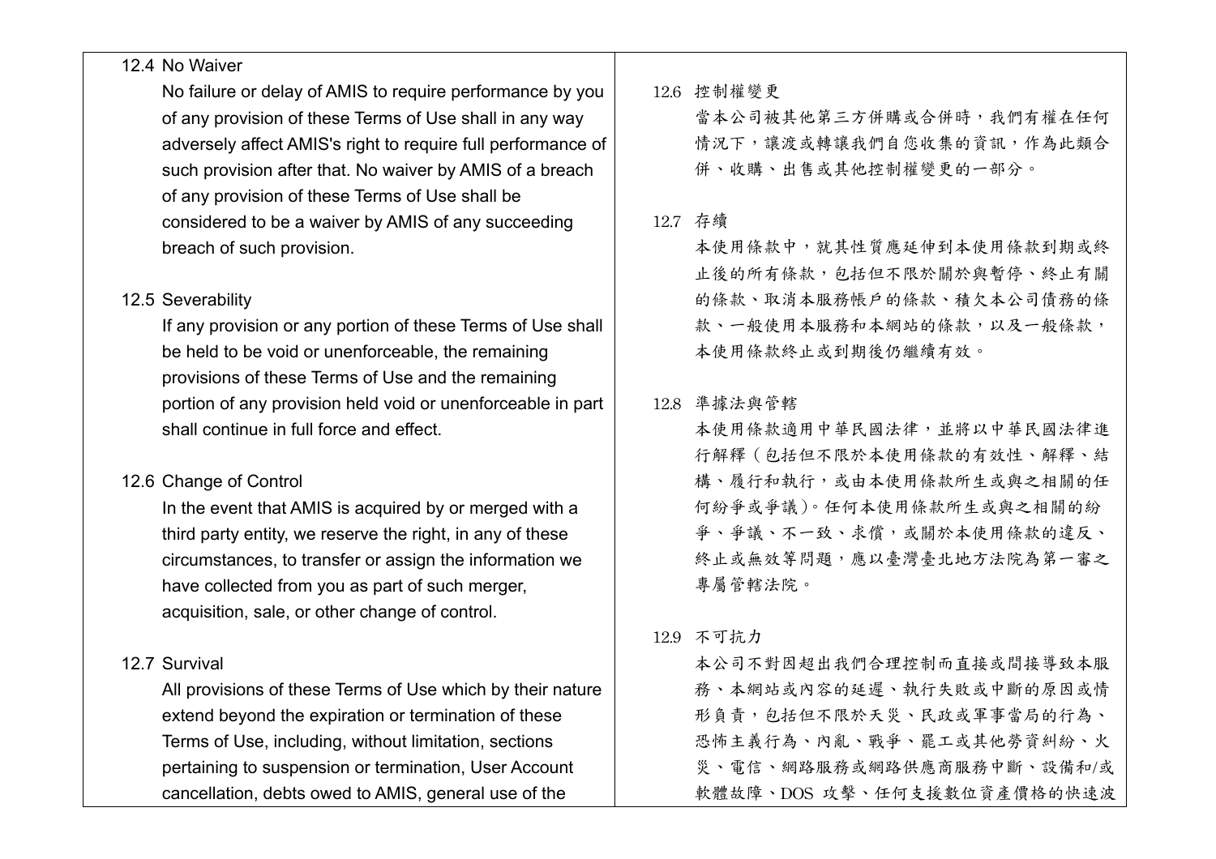12.4 No Waiver

No failure or delay of AMIS to require performance by you of any provision of these Terms of Use shall in any way adversely affect AMIS's right to require full performance of such provision after that. No waiver by AMIS of a breach of any provision of these Terms of Use shall be considered to be a waiver by AMIS of any succeeding breach of such provision.

12.5 Severability

If any provision or any portion of these Terms of Use shall be held to be void or unenforceable, the remaining provisions of these Terms of Use and the remaining portion of any provision held void or unenforceable in part shall continue in full force and effect.

12.6 Change of Control

In the event that AMIS is acquired by or merged with a third party entity, we reserve the right, in any of these circumstances, to transfer or assign the information we have collected from you as part of such merger, acquisition, sale, or other change of control.

12.7 Survival

All provisions of these Terms of Use which by their nature extend beyond the expiration or termination of these Terms of Use, including, without limitation, sections pertaining to suspension or termination, User Account cancellation, debts owed to AMIS, general use of the

12.6 控制權變更

當本公司被其他第三方併購或合併時，我們有權在任何情況下，讓渡或轉讓我們自您收集的資訊，作為此類合併、收購、出售或其他控制權變更的一部分。

12.7 存續

本使用條款中，就其性質應延伸到本使用條款到期或終止後的所有條款，包括但不限於關於與暫停、終止有關的條款、取消本服務帳戶的條款、積欠本公司債務的條款、一般使用本服務和本網站的條款，以及一般條款，本使用條款終止或到期後仍繼續有效。

12.8 準據法與管轄

本使用條款適用中華民國法律，並將以中華民國法律進行解釋（包括但不限於本使用條款的有效性、解釋、結構、履行和執行，或由本使用條款所生或與之相關的任何紛爭或爭議）。任何本使用條款所生或與之相關的紛爭、爭議、不一致、求償，或關於本使用條款的違反、終止或無效等問題，應以臺灣臺北地方法院為第一審之專屬管轄法院。

12.9 不可抗力

本公司不對因超出我們合理控制而直接或間接導致本服務、本網站或內容的延遲、執行失敗或中斷的原因或情形負責，包括但不限於天災、民政或軍事當局的行為、恐怖主義行為、內亂、戰爭、罷工或其他勞資糾紛、火災、電信、網路服務或網路供應商服務中斷、設備和/或軟體故障、DOS 攻擊、任何支援數位資產價格的快速波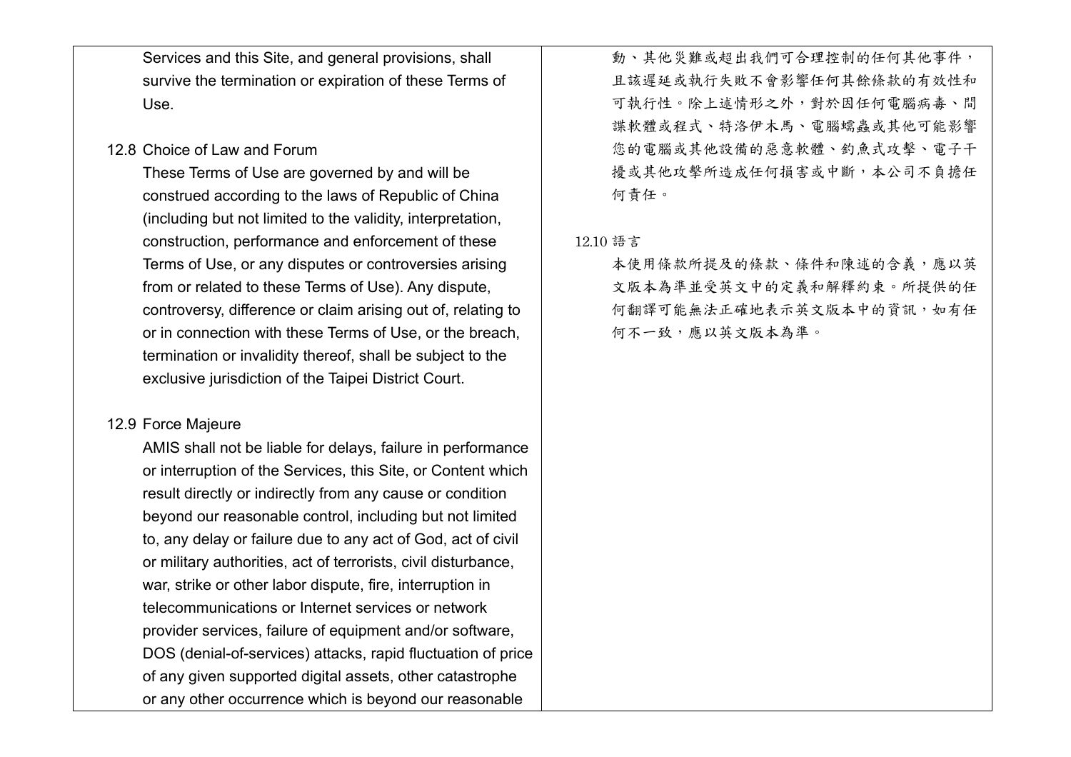Services and this Site, and general provisions, shall survive the termination or expiration of these Terms of Use.

12.8 Choice of Law and Forum

These Terms of Use are governed by and will be construed according to the laws of Republic of China (including but not limited to the validity, interpretation, construction, performance and enforcement of these Terms of Use, or any disputes or controversies arising from or related to these Terms of Use). Any dispute, controversy, difference or claim arising out of, relating to or in connection with these Terms of Use, or the breach, termination or invalidity thereof, shall be subject to the exclusive jurisdiction of the Taipei District Court.

12.9 Force Majeure

AMIS shall not be liable for delays, failure in performance or interruption of the Services, this Site, or Content which result directly or indirectly from any cause or condition beyond our reasonable control, including but not limited to, any delay or failure due to any act of God, act of civil or military authorities, act of terrorists, civil disturbance, war, strike or other labor dispute, fire, interruption in telecommunications or Internet services or network provider services, failure of equipment and/or software, DOS (denial-of-services) attacks, rapid fluctuation of price of any given supported digital assets, other catastrophe or any other occurrence which is beyond our reasonable

動、其他災難或超出我們可合理控制的任何其他事件，且該遲延或執行失敗不會影響任何其餘條款的有效性和可執行性。除上述情形之外，對於因任何電腦病毒、間諜軟體或程式、特洛伊木馬、電腦蠕蟲或其他可能影響您的電腦或其他設備的惡意軟體、釣魚式攻擊、電子干擾或其他攻擊所造成任何損害或中斷，本公司不負擔任何責任。

12.10 語言

本使用條款所提及的條款、條件和陳述的含義，應以英文版本為準並受英文中的定義和解釋約束。所提供的任何翻譯可能無法正確地表示英文版本中的資訊，如有任何不一致，應以英文版本為準。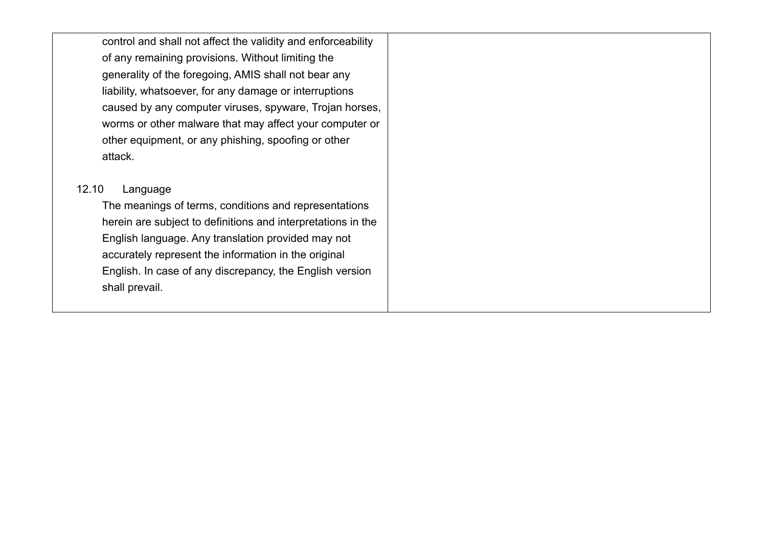| | |
|---|---|
| control and shall not affect the validity and enforceability of any remaining provisions. Without limiting the generality of the foregoing, AMIS shall not bear any liability, whatsoever, for any damage or interruptions caused by any computer viruses, spyware, Trojan horses, worms or other malware that may affect your computer or other equipment, or any phishing, spoofing or other attack.<br><br>12.10 Language<br>The meanings of terms, conditions and representations herein are subject to definitions and interpretations in the English language. Any translation provided may not accurately represent the information in the original English. In case of any discrepancy, the English version shall prevail. | |